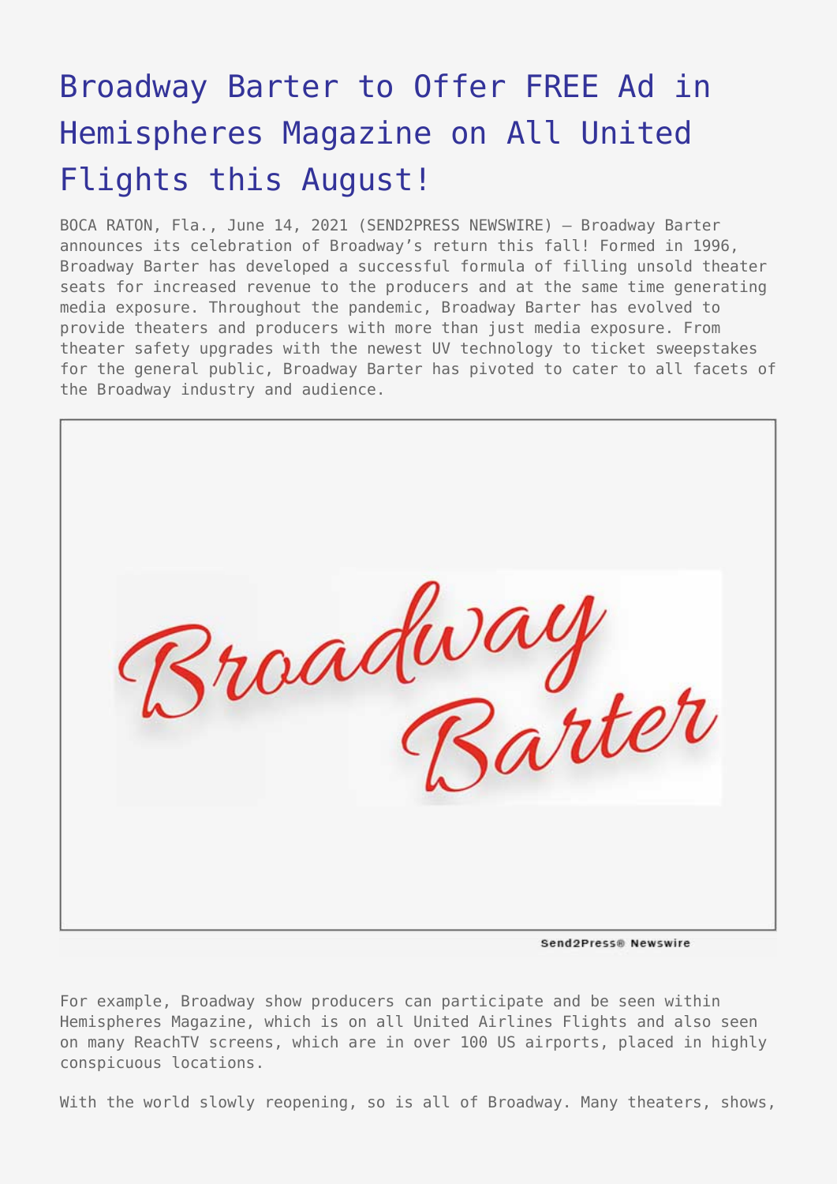# Broadway Barter to Offer FREE Ad in Hemispheres Magazine on All United Flights this August!

BOCA RATON, Fla., June 14, 2021 (SEND2PRESS NEWSWIRE) — Broadway Barter announces its celebration of Broadway's return this fall! Formed in 1996, Broadway Barter has developed a successful formula of filling unsold theater seats for increased revenue to the producers and at the same time generating media exposure. Throughout the pandemic, Broadway Barter has evolved to provide theaters and producers with more than just media exposure. From theater safety upgrades with the newest UV technology to ticket sweepstakes for the general public, Broadway Barter has pivoted to cater to all facets of the Broadway industry and audience.

For example, Broadway show producers can participate and be seen within Hemispheres Magazine, which is on all United Airlines Flights and also seen on many ReachTV screens, which are in over 100 US airports, placed in highly conspicuous locations.

With the world slowly reopening, so is all of Broadway. Many theaters, shows,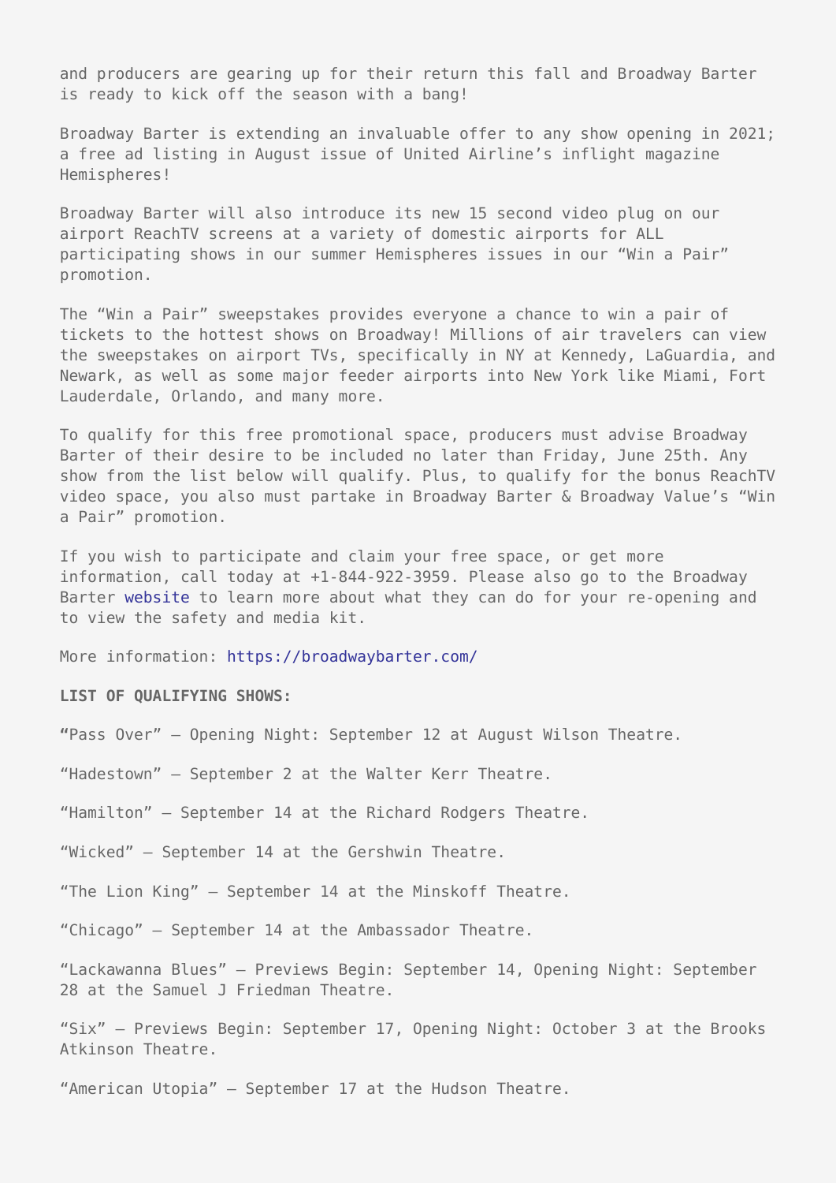and producers are gearing up for their return this fall and Broadway Barter is ready to kick off the season with a bang!

Broadway Barter is extending an invaluable offer to any show opening in 2021; a free ad listing in August issue of United Airline's inflight magazine Hemispheres!

Broadway Barter will also introduce its new 15 second video plug on our airport ReachTV screens at a variety of domestic airports for ALL participating shows in our summer Hemispheres issues in our "Win a Pair" promotion.

The "Win a Pair" sweepstakes provides everyone a chance to win a pair of tickets to the hottest shows on Broadway! Millions of air travelers can view the sweepstakes on airport TVs, specifically in NY at Kennedy, LaGuardia, and Newark, as well as some major feeder airports into New York like Miami, Fort Lauderdale, Orlando, and many more.

To qualify for this free promotional space, producers must advise Broadway Barter of their desire to be included no later than Friday, June 25th. Any show from the list below will qualify. Plus, to qualify for the bonus ReachTV video space, you also must partake in Broadway Barter & Broadway Value's "Win a Pair" promotion.

If you wish to participate and claim your free space, or get more information, call today at +1-844-922-3959. Please also go to the Broadway Barter website to learn more about what they can do for your re-opening and to view the safety and media kit.

More information: https://broadwaybarter.com/

**LIST OF QUALIFYING SHOWS:**

**"**Pass Over" – Opening Night: September 12 at August Wilson Theatre.

"Hadestown" – September 2 at the Walter Kerr Theatre.

"Hamilton" – September 14 at the Richard Rodgers Theatre.

"Wicked" – September 14 at the Gershwin Theatre.

"The Lion King" – September 14 at the Minskoff Theatre.

"Chicago" – September 14 at the Ambassador Theatre.

"Lackawanna Blues" – Previews Begin: September 14, Opening Night: September 28 at the Samuel J Friedman Theatre.

"Six" – Previews Begin: September 17, Opening Night: October 3 at the Brooks Atkinson Theatre.

"American Utopia" – September 17 at the Hudson Theatre.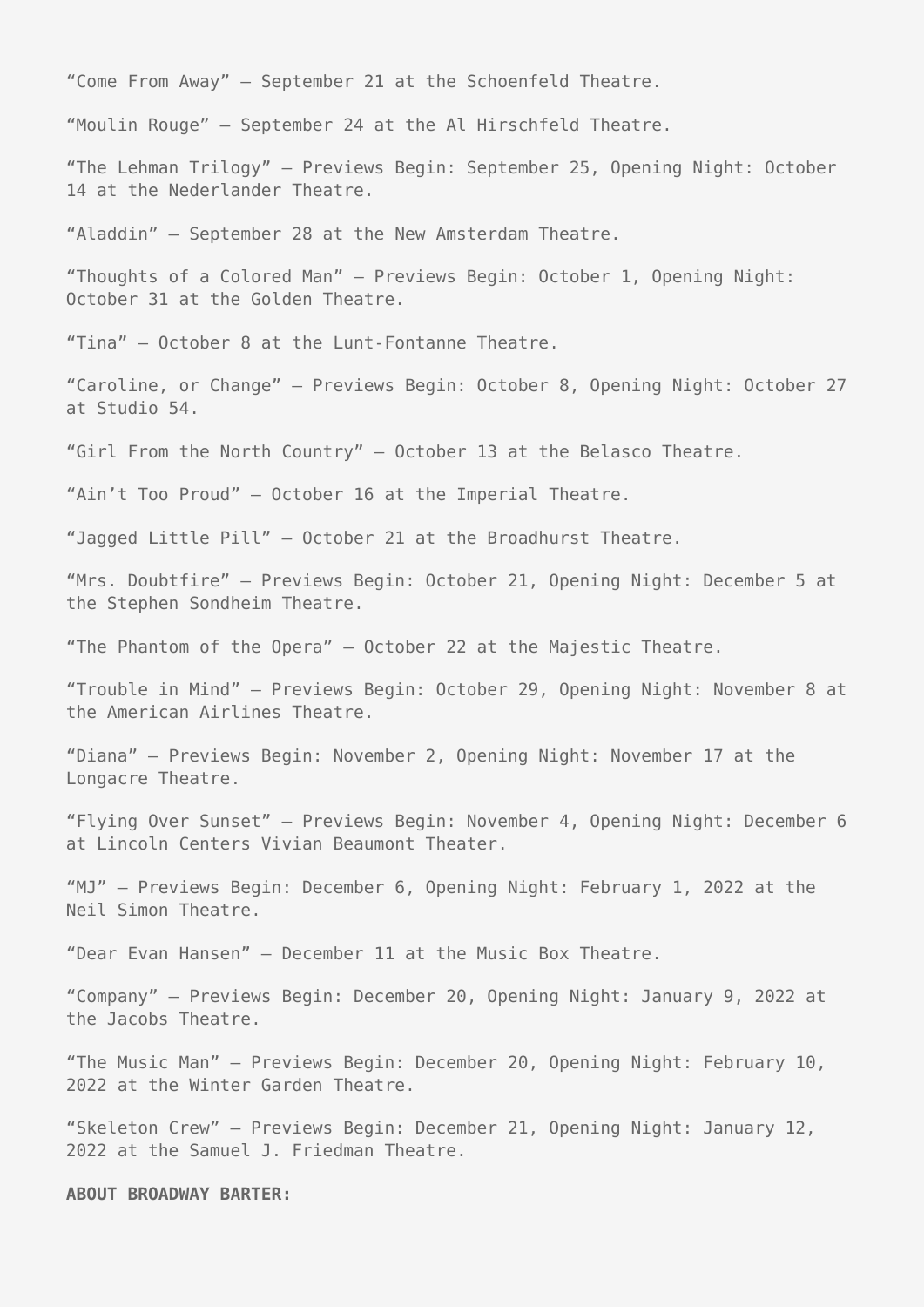“Come From Away” – September 21 at the Schoenfeld Theatre.

“Moulin Rouge” – September 24 at the Al Hirschfeld Theatre.

“The Lehman Trilogy” – Previews Begin: September 25, Opening Night: October 14 at the Nederlander Theatre.

“Aladdin” – September 28 at the New Amsterdam Theatre.

“Thoughts of a Colored Man” – Previews Begin: October 1, Opening Night: October 31 at the Golden Theatre.

“Tina” – October 8 at the Lunt-Fontanne Theatre.

“Caroline, or Change” – Previews Begin: October 8, Opening Night: October 27 at Studio 54.

“Girl From the North Country” – October 13 at the Belasco Theatre.

“Ain’t Too Proud” – October 16 at the Imperial Theatre.

“Jagged Little Pill” – October 21 at the Broadhurst Theatre.

“Mrs. Doubtfire” – Previews Begin: October 21, Opening Night: December 5 at the Stephen Sondheim Theatre.

“The Phantom of the Opera” – October 22 at the Majestic Theatre.

“Trouble in Mind” – Previews Begin: October 29, Opening Night: November 8 at the American Airlines Theatre.

“Diana” – Previews Begin: November 2, Opening Night: November 17 at the Longacre Theatre.

“Flying Over Sunset” – Previews Begin: November 4, Opening Night: December 6 at Lincoln Centers Vivian Beaumont Theater.

“MJ” – Previews Begin: December 6, Opening Night: February 1, 2022 at the Neil Simon Theatre.

“Dear Evan Hansen” – December 11 at the Music Box Theatre.

“Company” – Previews Begin: December 20, Opening Night: January 9, 2022 at the Jacobs Theatre.

“The Music Man” – Previews Begin: December 20, Opening Night: February 10, 2022 at the Winter Garden Theatre.

“Skeleton Crew” – Previews Begin: December 21, Opening Night: January 12, 2022 at the Samuel J. Friedman Theatre.

**ABOUT BROADWAY BARTER:**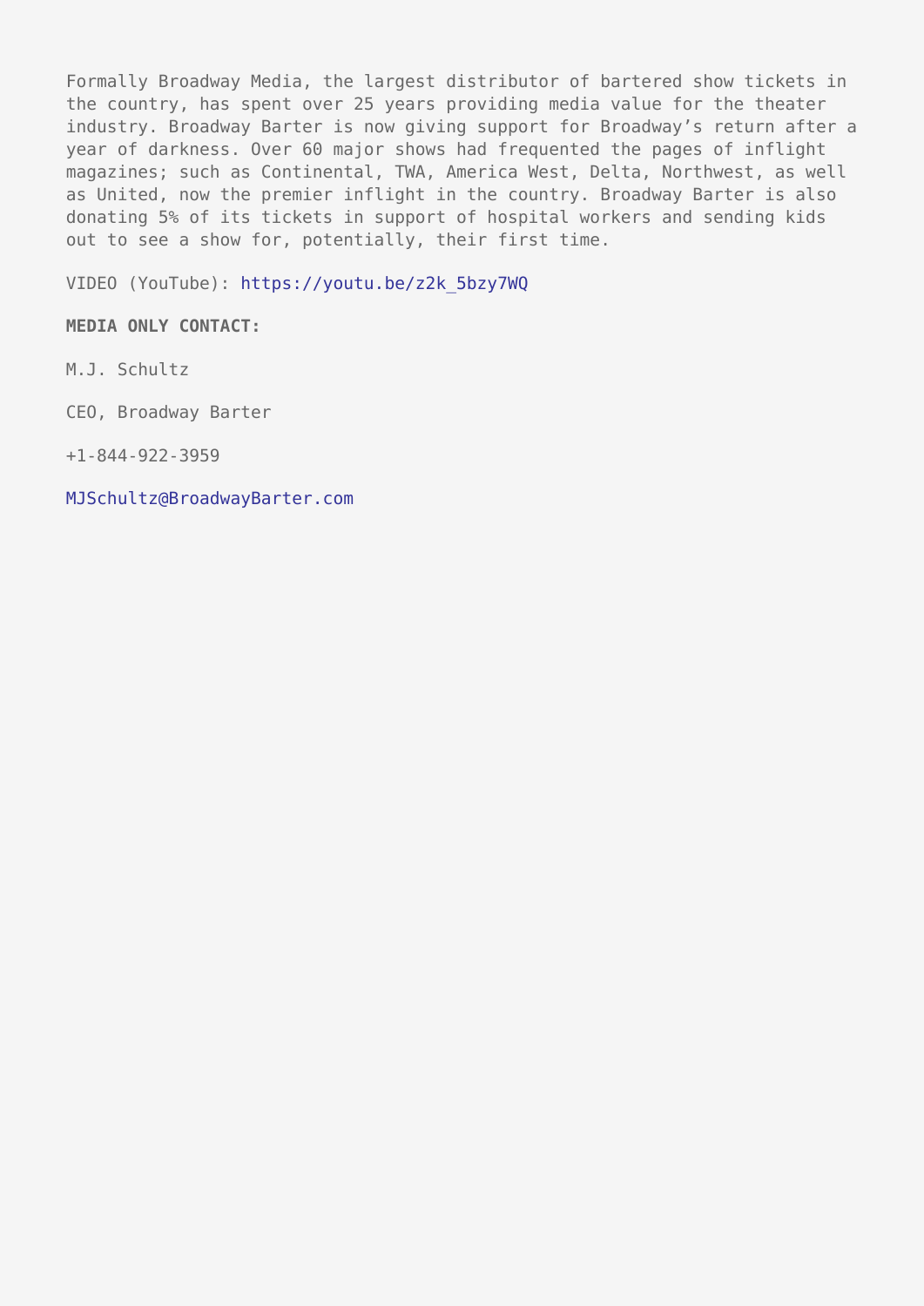Formally Broadway Media, the largest distributor of bartered show tickets in the country, has spent over 25 years providing media value for the theater industry. Broadway Barter is now giving support for Broadway's return after a year of darkness. Over 60 major shows had frequented the pages of inflight magazines; such as Continental, TWA, America West, Delta, Northwest, as well as United, now the premier inflight in the country. Broadway Barter is also donating 5% of its tickets in support of hospital workers and sending kids out to see a show for, potentially, their first time.

VIDEO (YouTube): https://youtu.be/z2k_5bzy7WQ

**MEDIA ONLY CONTACT:**

M.J. Schultz

CEO, Broadway Barter

+1-844-922-3959

MJSchultz@BroadwayBarter.com